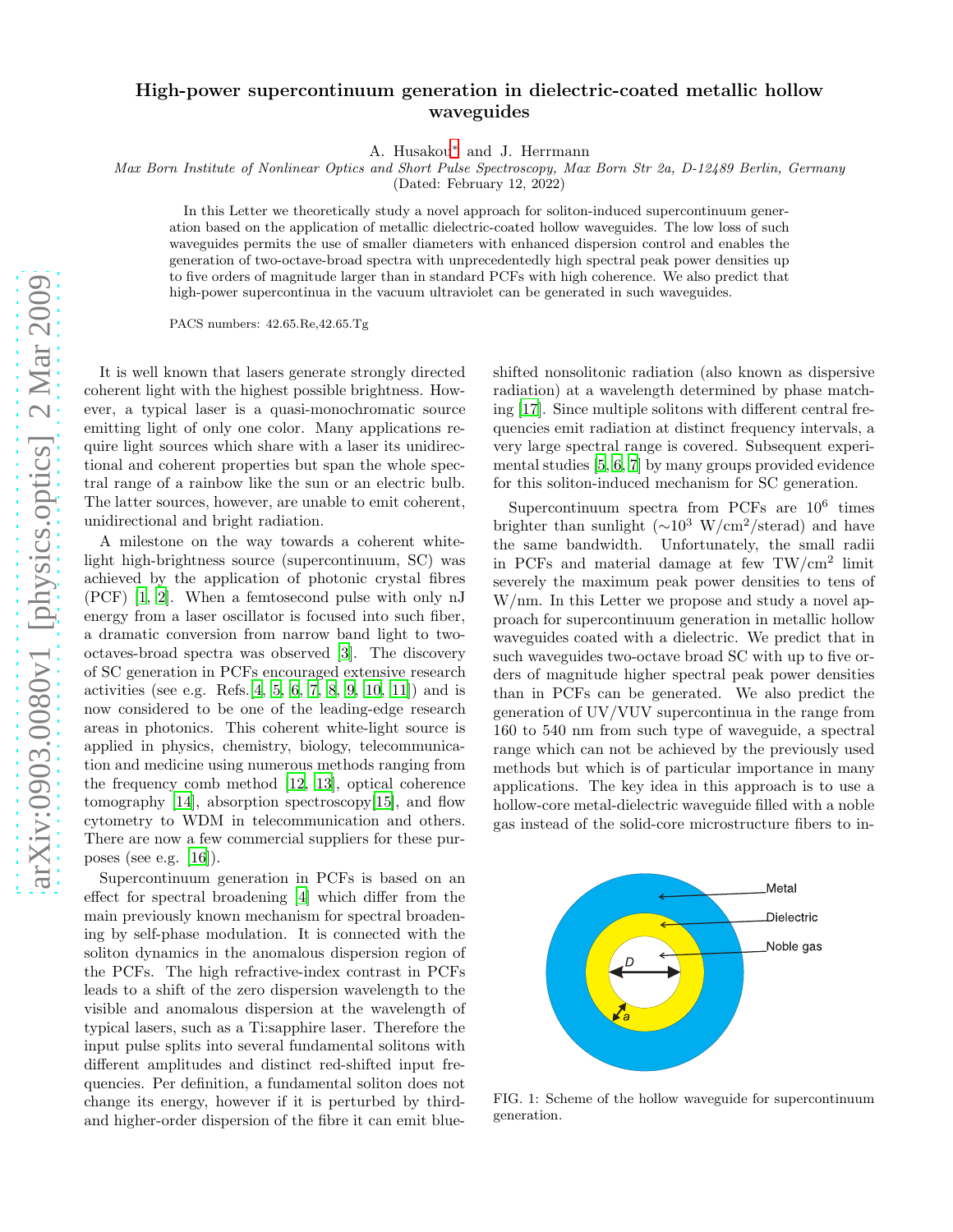# High-power supercontinuum generation in dielectric-coated metallic hollow waveguides

A. Husakou* and J. Herrmann

*Max Born Institute of Nonlinear Optics and Short Pulse Spectroscopy, Max Born Str 2a, D-12489 Berlin, Germany*

(Dated: February 12, 2022)

In this Letter we theoretically study a novel approach for soliton-induced supercontinuum generation based on the application of metallic dielectric-coated hollow waveguides. The low loss of such waveguides permits the use of smaller diameters with enhanced dispersion control and enables the generation of two-octave-broad spectra with unprecedentedly high spectral peak power densities up to five orders of magnitude larger than in standard PCFs with high coherence. We also predict that high-power supercontinua in the vacuum ultraviolet can be generated in such waveguides.

PACS numbers: 42.65.Re,42.65.Tg

It is well known that lasers generate strongly directed coherent light with the highest possible brightness. However, a typical laser is a quasi-monochromatic source emitting light of only one color. Many applications require light sources which share with a laser its unidirectional and coherent properties but span the whole spectral range of a rainbow like the sun or an electric bulb. The latter sources, however, are unable to emit coherent, unidirectional and bright radiation.

A milestone on the way towards a coherent white-light high-brightness source (supercontinuum, SC) was achieved by the application of photonic crystal fibres (PCF) [1, 2]. When a femtosecond pulse with only nJ energy from a laser oscillator is focused into such fiber, a dramatic conversion from narrow band light to two-octaves-broad spectra was observed [3]. The discovery of SC generation in PCFs encouraged extensive research activities (see e.g. Refs. [4, 5, 6, 7, 8, 9, 10, 11]) and is now considered to be one of the leading-edge research areas in photonics. This coherent white-light source is applied in physics, chemistry, biology, telecommunication and medicine using numerous methods ranging from the frequency comb method [12, 13], optical coherence tomography [14], absorption spectroscopy[15], and flow cytometry to WDM in telecommunication and others. There are now a few commercial suppliers for these purposes (see e.g. [16]).

Supercontinuum generation in PCFs is based on an effect for spectral broadening [4] which differ from the main previously known mechanism for spectral broadening by self-phase modulation. It is connected with the soliton dynamics in the anomalous dispersion region of the PCFs. The high refractive-index contrast in PCFs leads to a shift of the zero dispersion wavelength to the visible and anomalous dispersion at the wavelength of typical lasers, such as a Ti:sapphire laser. Therefore the input pulse splits into several fundamental solitons with different amplitudes and distinct red-shifted input frequencies. Per definition, a fundamental soliton does not change its energy, however if it is perturbed by third- and higher-order dispersion of the fibre it can emit blue-shifted nonsolitonic radiation (also known as dispersive radiation) at a wavelength determined by phase matching [17]. Since multiple solitons with different central frequencies emit radiation at distinct frequency intervals, a very large spectral range is covered. Subsequent experimental studies [5, 6, 7] by many groups provided evidence for this soliton-induced mechanism for SC generation.

Supercontinuum spectra from PCFs are $10^6$ times brighter than sunlight ($\sim 10^3$ W/cm$^2$/sterad) and have the same bandwidth. Unfortunately, the small radii in PCFs and material damage at few TW/cm$^2$ limit severely the maximum peak power densities to tens of W/nm. In this Letter we propose and study a novel approach for supercontinuum generation in metallic hollow waveguides coated with a dielectric. We predict that in such waveguides two-octave broad SC with up to five orders of magnitude higher spectral peak power densities than in PCFs can be generated. We also predict the generation of UV/VUV supercontinua in the range from 160 to 540 nm from such type of waveguide, a spectral range which can not be achieved by the previously used methods but which is of particular importance in many applications. The key idea in this approach is to use a hollow-core metal-dielectric waveguide filled with a noble gas instead of the solid-core microstructure fibers to in-

FIG. 1: Scheme of the hollow waveguide for supercontinuum generation.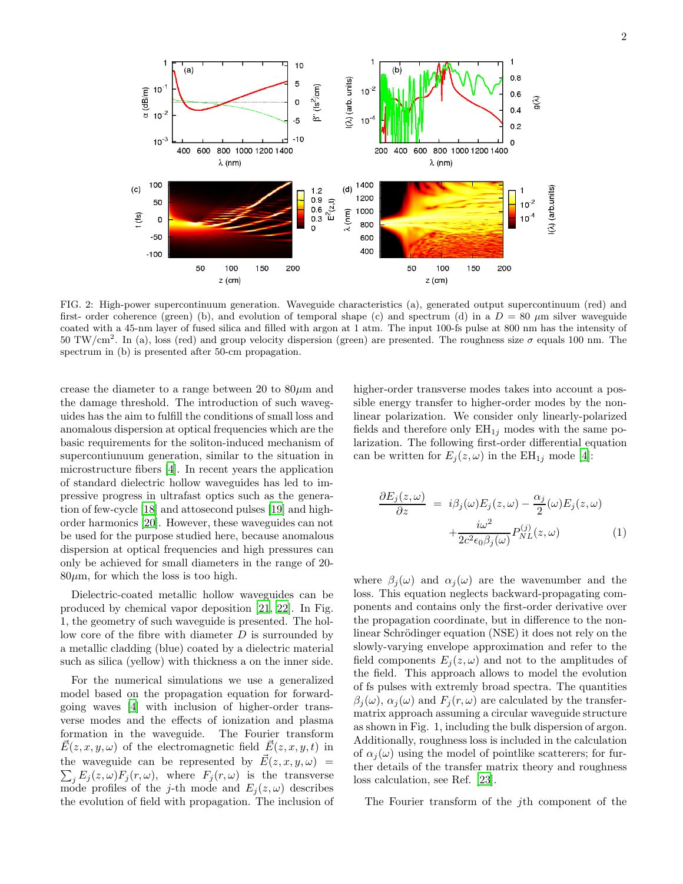FIG. 2: High-power supercontinuum generation. Waveguide characteristics (a), generated output supercontinuum (red) and first- order coherence (green) (b), and evolution of temporal shape (c) and spectrum (d) in a $D = 80$ $\mu$m silver waveguide coated with a 45-nm layer of fused silica and filled with argon at 1 atm. The input 100-fs pulse at 800 nm has the intensity of 50 TW/cm$^2$. In (a), loss (red) and group velocity dispersion (green) are presented. The roughness size $\sigma$ equals 100 nm. The spectrum in (b) is presented after 50-cm propagation.

crease the diameter to a range between 20 to 80$\mu$m and the damage threshold. The introduction of such waveguides has the aim to fulfill the conditions of small loss and anomalous dispersion at optical frequencies which are the basic requirements for the soliton-induced mechanism of supercontiunuum generation, similar to the situation in microstructure fibers [4]. In recent years the application of standard dielectric hollow waveguides has led to impressive progress in ultrafast optics such as the generation of few-cycle [18] and attosecond pulses [19] and high-order harmonics [20]. However, these waveguides can not be used for the purpose studied here, because anomalous dispersion at optical frequencies and high pressures can only be achieved for small diameters in the range of 20-80$\mu$m, for which the loss is too high.

Dielectric-coated metallic hollow waveguides can be produced by chemical vapor deposition [21, 22]. In Fig. 1, the geometry of such waveguide is presented. The hollow core of the fibre with diameter $D$ is surrounded by a metallic cladding (blue) coated by a dielectric material such as silica (yellow) with thickness a on the inner side.

For the numerical simulations we use a generalized model based on the propagation equation for forward-going waves [4] with inclusion of higher-order transverse modes and the effects of ionization and plasma formation in the waveguide. The Fourier transform $\vec{E}(z,x,y,\omega)$ of the electromagnetic field $\vec{E}(z,x,y,t)$ in the waveguide can be represented by $\vec{E}(z,x,y,\omega) = \sum_j E_j(z,\omega)F_j(r,\omega)$, where $F_j(r,\omega)$ is the transverse mode profiles of the $j$-th mode and $E_j(z,\omega)$ describes the evolution of field with propagation. The inclusion of higher-order transverse modes takes into account a possible energy transfer to higher-order modes by the nonlinear polarization. We consider only linearly-polarized fields and therefore only $EH_{1j}$ modes with the same polarization. The following first-order differential equation can be written for $E_j(z,\omega)$ in the $EH_{1j}$ mode [4]:

$$\frac{\partial E_j(z,\omega)}{\partial z} = i\beta_j(\omega)E_j(z,\omega) - \frac{\alpha_j}{2}(\omega)E_j(z,\omega) + \frac{i\omega^2}{2c^2\epsilon_0\beta_j(\omega)}P_{NL}^{(j)}(z,\omega) \quad (1)$$

where $\beta_j(\omega)$ and $\alpha_j(\omega)$ are the wavenumber and the loss. This equation neglects backward-propagating components and contains only the first-order derivative over the propagation coordinate, but in difference to the nonlinear Schrödinger equation (NSE) it does not rely on the slowly-varying envelope approximation and refer to the field components $E_j(z,\omega)$ and not to the amplitudes of the field. This approach allows to model the evolution of fs pulses with extremly broad spectra. The quantities $\beta_j(\omega)$, $\alpha_j(\omega)$ and $F_j(r,\omega)$ are calculated by the transfer-matrix approach assuming a circular waveguide structure as shown in Fig. 1, including the bulk dispersion of argon. Additionally, roughness loss is included in the calculation of $\alpha_j(\omega)$ using the model of pointlike scatterers; for further details of the transfer matrix theory and roughness loss calculation, see Ref. [23].

The Fourier transform of the $j$th component of the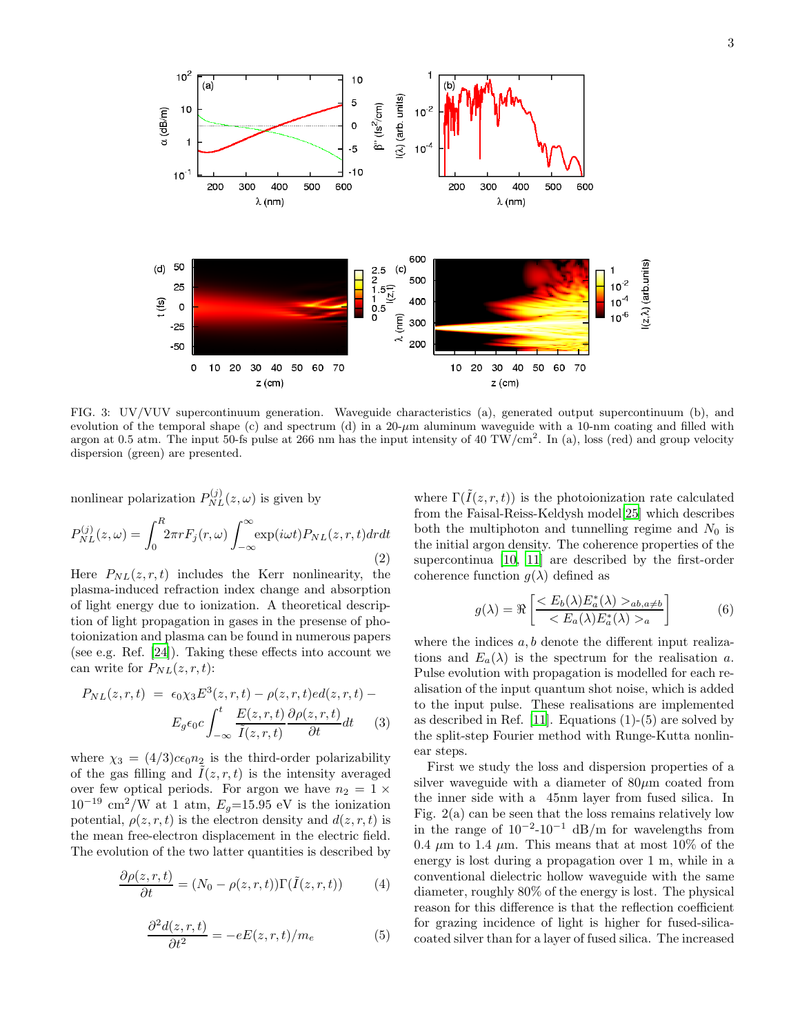FIG. 3: UV/VUV supercontinuum generation. Waveguide characteristics (a), generated output supercontinuum (b), and evolution of the temporal shape (c) and spectrum (d) in a 20-$\mu$m aluminum waveguide with a 10-nm coating and filled with argon at 0.5 atm. The input 50-fs pulse at 266 nm has the input intensity of 40 TW/cm$^2$. In (a), loss (red) and group velocity dispersion (green) are presented.

nonlinear polarization $P_{NL}^{(j)}(z,\omega)$ is given by

$$P_{NL}^{(j)}(z,\omega) = \int_0^R 2\pi r F_j(r,\omega) \int_{-\infty}^{\infty} \exp(i\omega t) P_{NL}(z,r,t) dr dt \tag{2}$$

Here $P_{NL}(z,r,t)$ includes the Kerr nonlinearity, the plasma-induced refraction index change and absorption of light energy due to ionization. A theoretical description of light propagation in gases in the presense of photoionization and plasma can be found in numerous papers (see e.g. Ref. [24]). Taking these effects into account we can write for $P_{NL}(z,r,t)$:

$$P_{NL}(z,r,t) = \epsilon_0 \chi_3 E^3(z,r,t) - \rho(z,r,t) e d(z,r,t) - E_g \epsilon_0 c \int_{-\infty}^{t} \frac{E(z,r,t)}{\tilde{I}(z,r,t)} \frac{\partial \rho(z,r,t)}{\partial t} dt \tag{3}$$

where $\chi_3 = (4/3)c\epsilon_0 n_2$ is the third-order polarizability of the gas filling and $\tilde{I}(z,r,t)$ is the intensity averaged over few optical periods. For argon we have $n_2 = 1 \times 10^{-19}$ cm$^2$/W at 1 atm, $E_g$=15.95 eV is the ionization potential, $\rho(z,r,t)$ is the electron density and $d(z,r,t)$ is the mean free-electron displacement in the electric field. The evolution of the two latter quantities is described by

$$\frac{\partial \rho(z,r,t)}{\partial t} = (N_0 - \rho(z,r,t))\Gamma(\tilde{I}(z,r,t)) \tag{4}$$

$$\frac{\partial^2 d(z,r,t)}{\partial t^2} = -eE(z,r,t)/m_e \tag{5}$$

where $\Gamma(\tilde{I}(z,r,t))$ is the photoionization rate calculated from the Faisal-Reiss-Keldysh model[25] which describes both the multiphoton and tunnelling regime and $N_0$ is the initial argon density. The coherence properties of the supercontinua [10, 11] are described by the first-order coherence function $g(\lambda)$ defined as

$$g(\lambda) = \Re\left[\frac{< E_b(\lambda) E_a^*(\lambda) >_{ab, a\neq b}}{< E_a(\lambda) E_a^*(\lambda) >_a}\right] \tag{6}$$

where the indices $a, b$ denote the different input realizations and $E_a(\lambda)$ is the spectrum for the realisation $a$. Pulse evolution with propagation is modelled for each realisation of the input quantum shot noise, which is added to the input pulse. These realisations are implemented as described in Ref. [11]. Equations (1)-(5) are solved by the split-step Fourier method with Runge-Kutta nonlinear steps.

First we study the loss and dispersion properties of a silver waveguide with a diameter of 80$\mu$m coated from the inner side with a 45nm layer from fused silica. In Fig. 2(a) can be seen that the loss remains relatively low in the range of $10^{-2}$-$10^{-1}$ dB/m for wavelengths from 0.4 $\mu$m to 1.4 $\mu$m. This means that at most 10% of the energy is lost during a propagation over 1 m, while in a conventional dielectric hollow waveguide with the same diameter, roughly 80% of the energy is lost. The physical reason for this difference is that the reflection coefficient for grazing incidence of light is higher for fused-silica-coated silver than for a layer of fused silica. The increased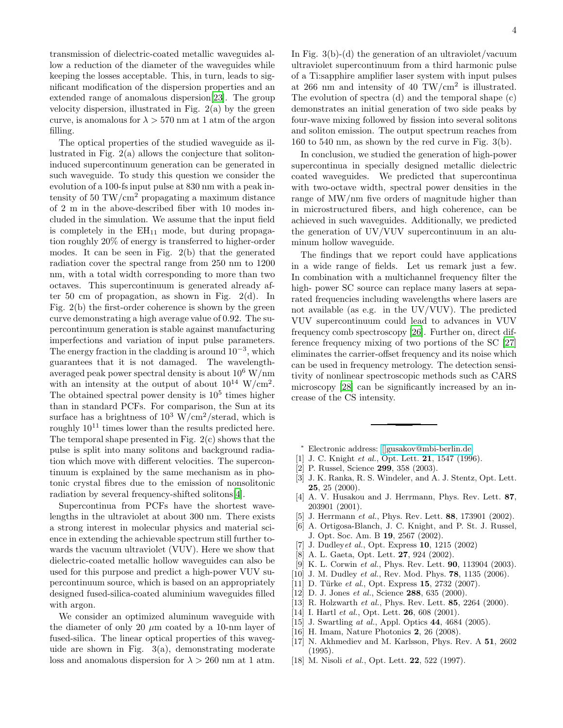transmission of dielectric-coated metallic waveguides allow a reduction of the diameter of the waveguides while keeping the losses acceptable. This, in turn, leads to significant modification of the dispersion properties and an extended range of anomalous dispersion[23]. The group velocity dispersion, illustrated in Fig. 2(a) by the green curve, is anomalous for $\lambda > 570$ nm at 1 atm of the argon filling.

The optical properties of the studied waveguide as illustrated in Fig. 2(a) allows the conjecture that soliton-induced supercontinuum generation can be generated in such waveguide. To study this question we consider the evolution of a 100-fs input pulse at 830 nm with a peak intensity of 50 TW/cm$^2$ propagating a maximum distance of 2 m in the above-described fiber with 10 modes included in the simulation. We assume that the input field is completely in the $EH_{11}$ mode, but during propagation roughly 20% of energy is transferred to higher-order modes. It can be seen in Fig. 2(b) that the generated radiation cover the spectral range from 250 nm to 1200 nm, with a total width corresponding to more than two octaves. This supercontinuum is generated already after 50 cm of propagation, as shown in Fig. 2(d). In Fig. 2(b) the first-order coherence is shown by the green curve demonstrating a high average value of 0.92. The supercontinuum generation is stable against manufacturing imperfections and variation of input pulse parameters. The energy fraction in the cladding is around $10^{-3}$, which guarantees that it is not damaged. The wavelength-averaged peak power spectral density is about $10^6$ W/nm with an intensity at the output of about $10^{14}$ W/cm$^2$. The obtained spectral power density is $10^5$ times higher than in standard PCFs. For comparison, the Sun at its surface has a brightness of $10^3$ W/cm$^2$/sterad, which is roughly $10^{11}$ times lower than the results predicted here. The temporal shape presented in Fig. 2(c) shows that the pulse is split into many solitons and background radiation which move with different velocities. The supercontinuum is explained by the same mechanism as in photonic crystal fibres due to the emission of nonsolitonic radiation by several frequency-shifted solitons[4].

Supercontinua from PCFs have the shortest wavelengths in the ultraviolet at about 300 nm. There exists a strong interest in molecular physics and material science in extending the achievable spectrum still further towards the vacuum ultraviolet (VUV). Here we show that dielectric-coated metallic hollow waveguides can also be used for this purpose and predict a high-power VUV supercontinuum source, which is based on an appropriately designed fused-silica-coated aluminium waveguides filled with argon.

We consider an optimized aluminum waveguide with the diameter of only 20 $\mu$m coated by a 10-nm layer of fused-silica. The linear optical properties of this waveguide are shown in Fig. 3(a), demonstrating moderate loss and anomalous dispersion for $\lambda > 260$ nm at 1 atm. In Fig. 3(b)-(d) the generation of an ultraviolet/vacuum ultraviolet supercontinuum from a third harmonic pulse of a Ti:sapphire amplifier laser system with input pulses at 266 nm and intensity of 40 TW/cm$^2$ is illustrated. The evolution of spectra (d) and the temporal shape (c) demonstrates an initial generation of two side peaks by four-wave mixing followed by fission into several solitons and soliton emission. The output spectrum reaches from 160 to 540 nm, as shown by the red curve in Fig. 3(b).

In conclusion, we studied the generation of high-power supercontinua in specially designed metallic dielectric coated waveguides. We predicted that supercontinua with two-octave width, spectral power densities in the range of MW/nm five orders of magnitude higher than in microstructured fibers, and high coherence, can be achieved in such waveguides. Additionally, we predicted the generation of UV/VUV supercontinuum in an aluminum hollow waveguide.

The findings that we report could have applications in a wide range of fields. Let us remark just a few. In combination with a multichannel frequency filter the high- power SC source can replace many lasers at separated frequencies including wavelengths where lasers are not available (as e.g. in the UV/VUV). The predicted VUV supercontinuum could lead to advances in VUV frequency comb spectroscopy [26]. Further on, direct difference frequency mixing of two portions of the SC [27] eliminates the carrier-offset frequency and its noise which can be used in frequency metrology. The detection sensitivity of nonlinear spectroscopic methods such as CARS microscopy [28] can be significantly increased by an increase of the CS intensity.

---

* Electronic address: []gusakov@mbi-berlin.de

[1] J. C. Knight *et al.*, Opt. Lett. **21**, 1547 (1996).
[2] P. Russel, Science **299**, 358 (2003).
[3] J. K. Ranka, R. S. Windeler, and A. J. Stentz, Opt. Lett. **25**, 25 (2000).
[4] A. V. Husakou and J. Herrmann, Phys. Rev. Lett. **87**, 203901 (2001).
[5] J. Herrmann *et al.*, Phys. Rev. Lett. **88**, 173901 (2002).
[6] A. Ortigosa-Blanch, J. C. Knight, and P. St. J. Russel, J. Opt. Soc. Am. B **19**, 2567 (2002).
[7] J. Dudley*et al.*, Opt. Express **10**, 1215 (2002)
[8] A. L. Gaeta, Opt. Lett. **27**, 924 (2002).
[9] K. L. Corwin *et al.*, Phys. Rev. Lett. **90**, 113904 (2003).
[10] J. M. Dudley *et al.*, Rev. Mod. Phys. **78**, 1135 (2006).
[11] D. Türke *et al.*, Opt. Express **15**, 2732 (2007).
[12] D. J. Jones *et al.*, Science **288**, 635 (2000).
[13] R. Holzwarth *et al.*, Phys. Rev. Lett. **85**, 2264 (2000).
[14] I. Hartl *et al.*, Opt. Lett. **26**, 608 (2001).
[15] J. Swartling *at al.*, Appl. Optics **44**, 4684 (2005).
[16] H. Imam, Nature Photonics **2**, 26 (2008).
[17] N. Akhmediev and M. Karlsson, Phys. Rev. A **51**, 2602 (1995).
[18] M. Nisoli *et al.*, Opt. Lett. **22**, 522 (1997).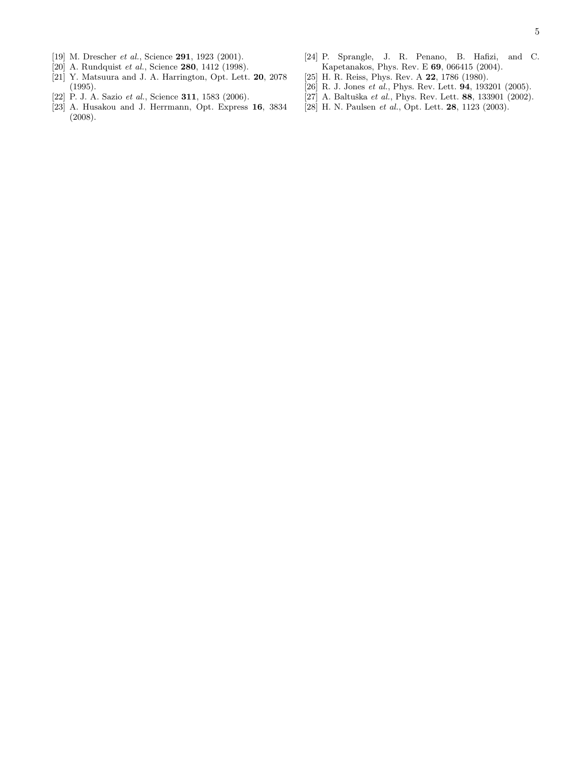[19] M. Drescher *et al.*, Science **291**, 1923 (2001).

[20] A. Rundquist *et al.*, Science **280**, 1412 (1998).

[21] Y. Matsuura and J. A. Harrington, Opt. Lett. **20**, 2078 (1995).

[22] P. J. A. Sazio *et al.*, Science **311**, 1583 (2006).

[23] A. Husakou and J. Herrmann, Opt. Express **16**, 3834 (2008).

[24] P. Sprangle, J. R. Penano, B. Hafizi, and C. Kapetanakos, Phys. Rev. E **69**, 066415 (2004).

[25] H. R. Reiss, Phys. Rev. A **22**, 1786 (1980).

[26] R. J. Jones *et al.*, Phys. Rev. Lett. **94**, 193201 (2005).

[27] A. Baltuška *et al.*, Phys. Rev. Lett. **88**, 133901 (2002).

[28] H. N. Paulsen *et al.*, Opt. Lett. **28**, 1123 (2003).